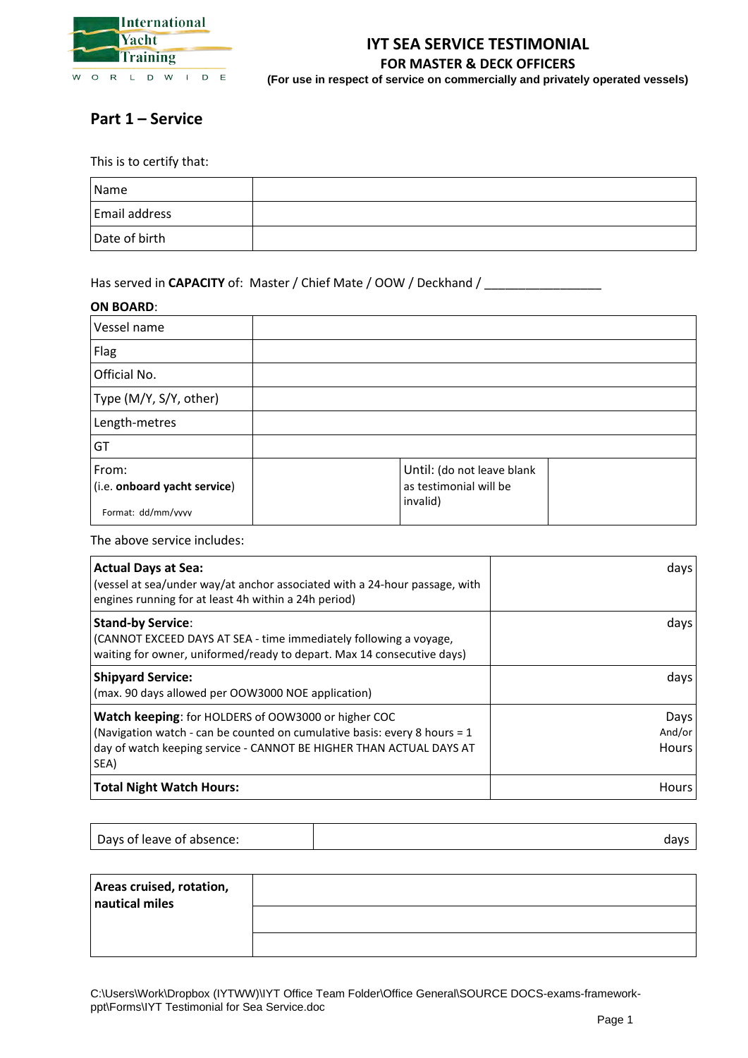International Yacht Training WORLDWIDE

# IYT SEA SERVICE TESTIMONIAL

## FOR MASTER & DECK OFFICERS

**(For use in respect of service on commercially and privately operated vessels)**

## Part 1 – Service

This is to certify that:

| Name | |
|---|---|
| Email address | |
| Date of birth | |

Has served in **CAPACITY** of: Master / Chief Mate / OOW / Deckhand / _________________

**ON BOARD**:

| Vessel name | | | |
|---|---|---|---|
| Flag | | | |
| Official No. | | | |
| Type (M/Y, S/Y, other) | | | |
| Length-metres | | | |
| GT | | | |
| From: (i.e. **onboard yacht service**) Format: dd/mm/yyyy | | Until: (do not leave blank as testimonial will be invalid) | |

The above service includes:

| | |
|---|---|
| **Actual Days at Sea:** (vessel at sea/under way/at anchor associated with a 24-hour passage, with engines running for at least 4h within a 24h period) | days |
| **Stand-by Service**: (CANNOT EXCEED DAYS AT SEA - time immediately following a voyage, waiting for owner, uniformed/ready to depart. Max 14 consecutive days) | days |
| **Shipyard Service:** (max. 90 days allowed per OOW3000 NOE application) | days |
| **Watch keeping**: for HOLDERS of OOW3000 or higher COC (Navigation watch - can be counted on cumulative basis: every 8 hours = 1 day of watch keeping service - CANNOT BE HIGHER THAN ACTUAL DAYS AT SEA) | Days And/or Hours |
| **Total Night Watch Hours:** | Hours |

| Days of leave of absence: | days |
|---|---|

| **Areas cruised, rotation, nautical miles** | |
|---|---|
| | |
| | |

C:\Users\Work\Dropbox (IYTWW)\IYT Office Team Folder\Office General\SOURCE DOCS-exams-framework-ppt\Forms\IYT Testimonial for Sea Service.doc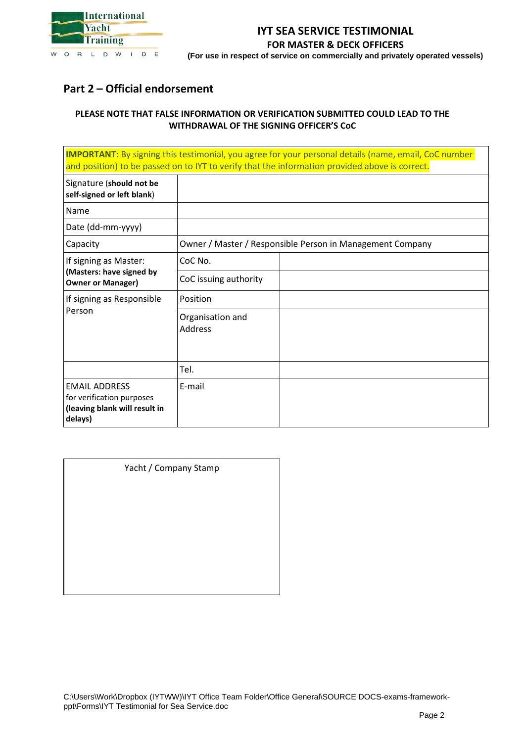# IYT SEA SERVICE TESTIMONIAL

## FOR MASTER & DECK OFFICERS

**(For use in respect of service on commercially and privately operated vessels)**

## Part 2 – Official endorsement

**PLEASE NOTE THAT FALSE INFORMATION OR VERIFICATION SUBMITTED COULD LEAD TO THE WITHDRAWAL OF THE SIGNING OFFICER'S CoC**

| | | |
|---|---|---|
| **IMPORTANT:** By signing this testimonial, you agree for your personal details (name, email, CoC number and position) to be passed on to IYT to verify that the information provided above is correct. | | |
| Signature (**should not be self-signed or left blank**) | | |
| Name | | |
| Date (dd-mm-yyyy) | | |
| Capacity | Owner / Master / Responsible Person in Management Company | |
| If signing as Master: **(Masters: have signed by Owner or Manager)** | CoC No. | |
| | CoC issuing authority | |
| If signing as Responsible Person | Position | |
| | Organisation and Address | |
| | Tel. | |
| EMAIL ADDRESS for verification purposes **(leaving blank will result in delays)** | E-mail | |

| Yacht / Company Stamp |
|---|
| |

C:\Users\Work\Dropbox (IYTWW)\IYT Office Team Folder\Office General\SOURCE DOCS-exams-framework-ppt\Forms\IYT Testimonial for Sea Service.doc